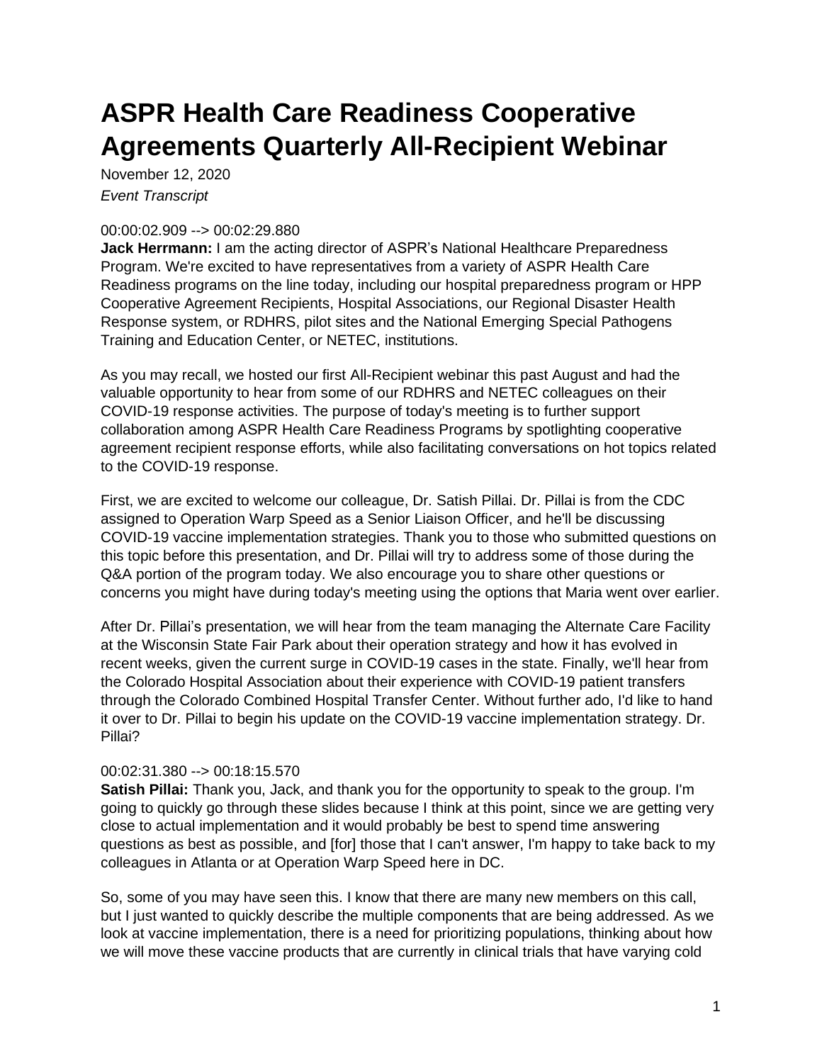# ASPR Health Care Readiness Cooperative Agreements Quarterly All-Recipient Webinar

November 12, 2020

*Event Transcript*

00:00:02.909 --> 00:02:29.880

**Jack Herrmann:** I am the acting director of ASPR's National Healthcare Preparedness Program. We're excited to have representatives from a variety of ASPR Health Care Readiness programs on the line today, including our hospital preparedness program or HPP Cooperative Agreement Recipients, Hospital Associations, our Regional Disaster Health Response system, or RDHRS, pilot sites and the National Emerging Special Pathogens Training and Education Center, or NETEC, institutions.

As you may recall, we hosted our first All-Recipient webinar this past August and had the valuable opportunity to hear from some of our RDHRS and NETEC colleagues on their COVID-19 response activities. The purpose of today's meeting is to further support collaboration among ASPR Health Care Readiness Programs by spotlighting cooperative agreement recipient response efforts, while also facilitating conversations on hot topics related to the COVID-19 response.

First, we are excited to welcome our colleague, Dr. Satish Pillai. Dr. Pillai is from the CDC assigned to Operation Warp Speed as a Senior Liaison Officer, and he'll be discussing COVID-19 vaccine implementation strategies. Thank you to those who submitted questions on this topic before this presentation, and Dr. Pillai will try to address some of those during the Q&A portion of the program today. We also encourage you to share other questions or concerns you might have during today's meeting using the options that Maria went over earlier.

After Dr. Pillai's presentation, we will hear from the team managing the Alternate Care Facility at the Wisconsin State Fair Park about their operation strategy and how it has evolved in recent weeks, given the current surge in COVID-19 cases in the state. Finally, we'll hear from the Colorado Hospital Association about their experience with COVID-19 patient transfers through the Colorado Combined Hospital Transfer Center. Without further ado, I'd like to hand it over to Dr. Pillai to begin his update on the COVID-19 vaccine implementation strategy. Dr. Pillai?

00:02:31.380 --> 00:18:15.570

**Satish Pillai:** Thank you, Jack, and thank you for the opportunity to speak to the group. I'm going to quickly go through these slides because I think at this point, since we are getting very close to actual implementation and it would probably be best to spend time answering questions as best as possible, and [for] those that I can't answer, I'm happy to take back to my colleagues in Atlanta or at Operation Warp Speed here in DC.

So, some of you may have seen this. I know that there are many new members on this call, but I just wanted to quickly describe the multiple components that are being addressed. As we look at vaccine implementation, there is a need for prioritizing populations, thinking about how we will move these vaccine products that are currently in clinical trials that have varying cold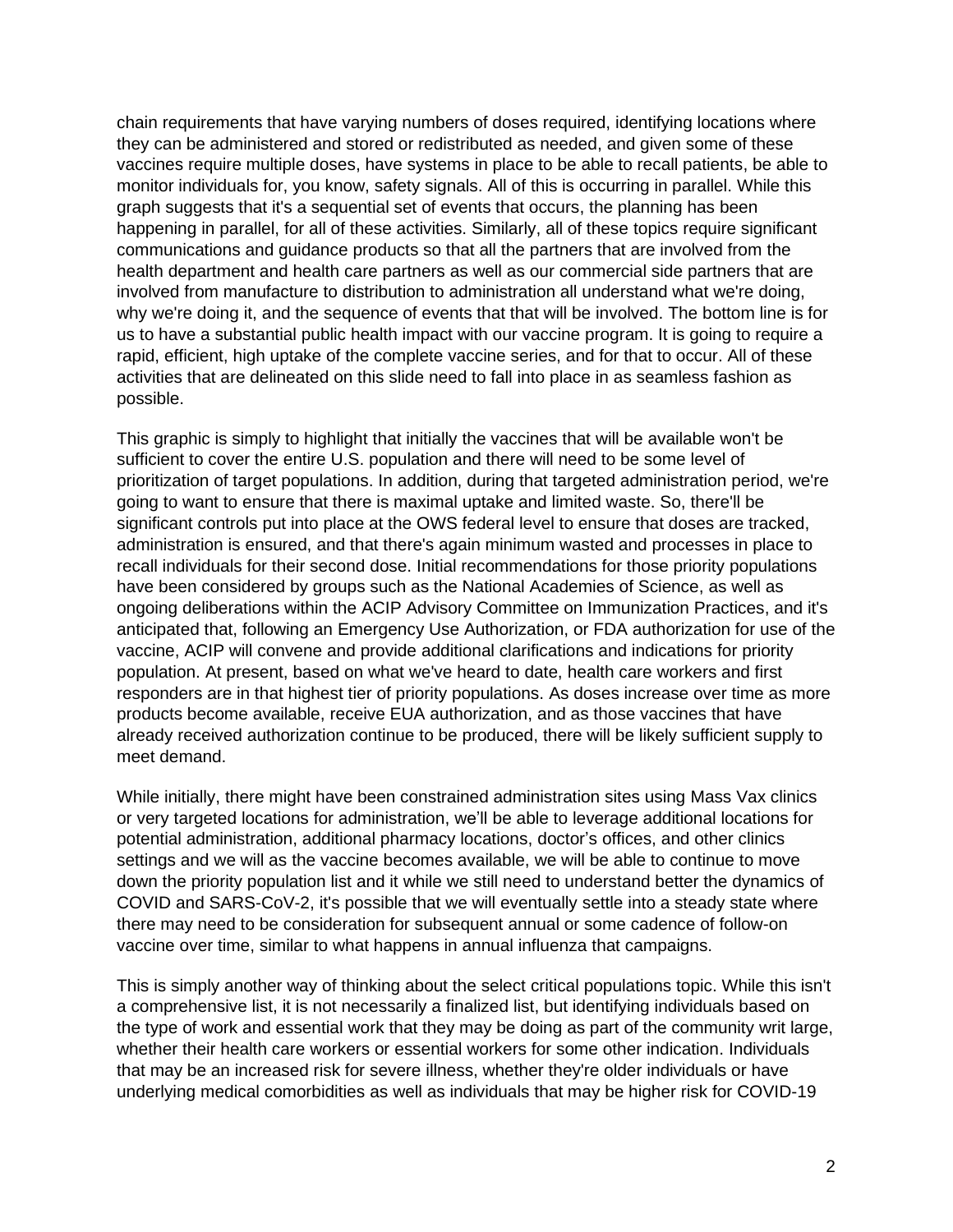chain requirements that have varying numbers of doses required, identifying locations where they can be administered and stored or redistributed as needed, and given some of these vaccines require multiple doses, have systems in place to be able to recall patients, be able to monitor individuals for, you know, safety signals. All of this is occurring in parallel. While this graph suggests that it's a sequential set of events that occurs, the planning has been happening in parallel, for all of these activities. Similarly, all of these topics require significant communications and guidance products so that all the partners that are involved from the health department and health care partners as well as our commercial side partners that are involved from manufacture to distribution to administration all understand what we're doing, why we're doing it, and the sequence of events that that will be involved. The bottom line is for us to have a substantial public health impact with our vaccine program. It is going to require a rapid, efficient, high uptake of the complete vaccine series, and for that to occur. All of these activities that are delineated on this slide need to fall into place in as seamless fashion as possible.

This graphic is simply to highlight that initially the vaccines that will be available won't be sufficient to cover the entire U.S. population and there will need to be some level of prioritization of target populations. In addition, during that targeted administration period, we're going to want to ensure that there is maximal uptake and limited waste. So, there'll be significant controls put into place at the OWS federal level to ensure that doses are tracked, administration is ensured, and that there's again minimum wasted and processes in place to recall individuals for their second dose. Initial recommendations for those priority populations have been considered by groups such as the National Academies of Science, as well as ongoing deliberations within the ACIP Advisory Committee on Immunization Practices, and it's anticipated that, following an Emergency Use Authorization, or FDA authorization for use of the vaccine, ACIP will convene and provide additional clarifications and indications for priority population. At present, based on what we've heard to date, health care workers and first responders are in that highest tier of priority populations. As doses increase over time as more products become available, receive EUA authorization, and as those vaccines that have already received authorization continue to be produced, there will be likely sufficient supply to meet demand.

While initially, there might have been constrained administration sites using Mass Vax clinics or very targeted locations for administration, we'll be able to leverage additional locations for potential administration, additional pharmacy locations, doctor's offices, and other clinics settings and we will as the vaccine becomes available, we will be able to continue to move down the priority population list and it while we still need to understand better the dynamics of COVID and SARS-CoV-2, it's possible that we will eventually settle into a steady state where there may need to be consideration for subsequent annual or some cadence of follow-on vaccine over time, similar to what happens in annual influenza that campaigns.

This is simply another way of thinking about the select critical populations topic. While this isn't a comprehensive list, it is not necessarily a finalized list, but identifying individuals based on the type of work and essential work that they may be doing as part of the community writ large, whether their health care workers or essential workers for some other indication. Individuals that may be an increased risk for severe illness, whether they're older individuals or have underlying medical comorbidities as well as individuals that may be higher risk for COVID-19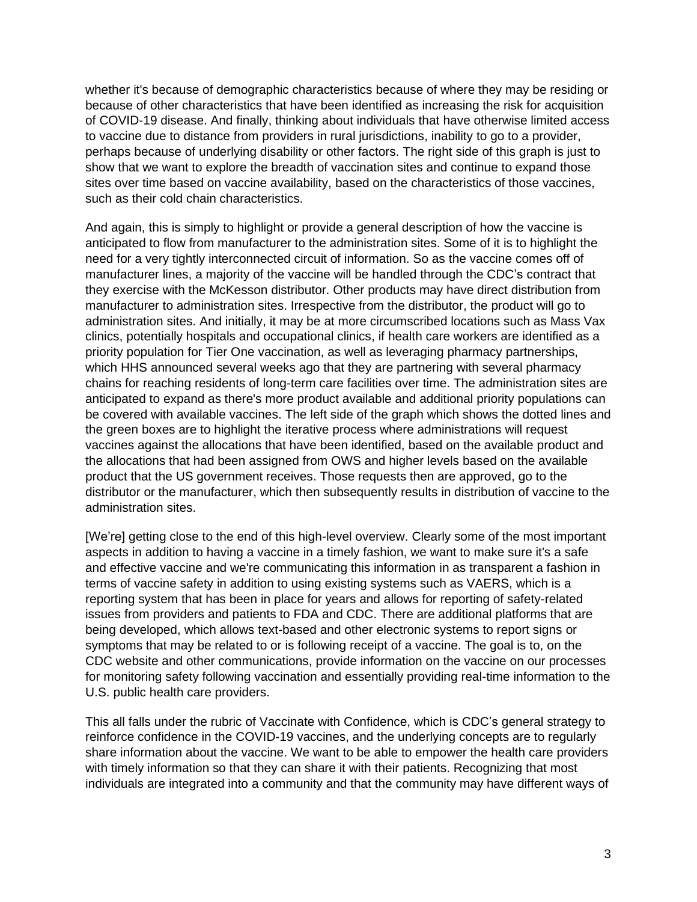whether it's because of demographic characteristics because of where they may be residing or because of other characteristics that have been identified as increasing the risk for acquisition of COVID-19 disease. And finally, thinking about individuals that have otherwise limited access to vaccine due to distance from providers in rural jurisdictions, inability to go to a provider, perhaps because of underlying disability or other factors. The right side of this graph is just to show that we want to explore the breadth of vaccination sites and continue to expand those sites over time based on vaccine availability, based on the characteristics of those vaccines, such as their cold chain characteristics.

And again, this is simply to highlight or provide a general description of how the vaccine is anticipated to flow from manufacturer to the administration sites. Some of it is to highlight the need for a very tightly interconnected circuit of information. So as the vaccine comes off of manufacturer lines, a majority of the vaccine will be handled through the CDC's contract that they exercise with the McKesson distributor. Other products may have direct distribution from manufacturer to administration sites. Irrespective from the distributor, the product will go to administration sites. And initially, it may be at more circumscribed locations such as Mass Vax clinics, potentially hospitals and occupational clinics, if health care workers are identified as a priority population for Tier One vaccination, as well as leveraging pharmacy partnerships, which HHS announced several weeks ago that they are partnering with several pharmacy chains for reaching residents of long-term care facilities over time. The administration sites are anticipated to expand as there's more product available and additional priority populations can be covered with available vaccines. The left side of the graph which shows the dotted lines and the green boxes are to highlight the iterative process where administrations will request vaccines against the allocations that have been identified, based on the available product and the allocations that had been assigned from OWS and higher levels based on the available product that the US government receives. Those requests then are approved, go to the distributor or the manufacturer, which then subsequently results in distribution of vaccine to the administration sites.

[We're] getting close to the end of this high-level overview. Clearly some of the most important aspects in addition to having a vaccine in a timely fashion, we want to make sure it's a safe and effective vaccine and we're communicating this information in as transparent a fashion in terms of vaccine safety in addition to using existing systems such as VAERS, which is a reporting system that has been in place for years and allows for reporting of safety-related issues from providers and patients to FDA and CDC. There are additional platforms that are being developed, which allows text-based and other electronic systems to report signs or symptoms that may be related to or is following receipt of a vaccine. The goal is to, on the CDC website and other communications, provide information on the vaccine on our processes for monitoring safety following vaccination and essentially providing real-time information to the U.S. public health care providers.

This all falls under the rubric of Vaccinate with Confidence, which is CDC's general strategy to reinforce confidence in the COVID-19 vaccines, and the underlying concepts are to regularly share information about the vaccine. We want to be able to empower the health care providers with timely information so that they can share it with their patients. Recognizing that most individuals are integrated into a community and that the community may have different ways of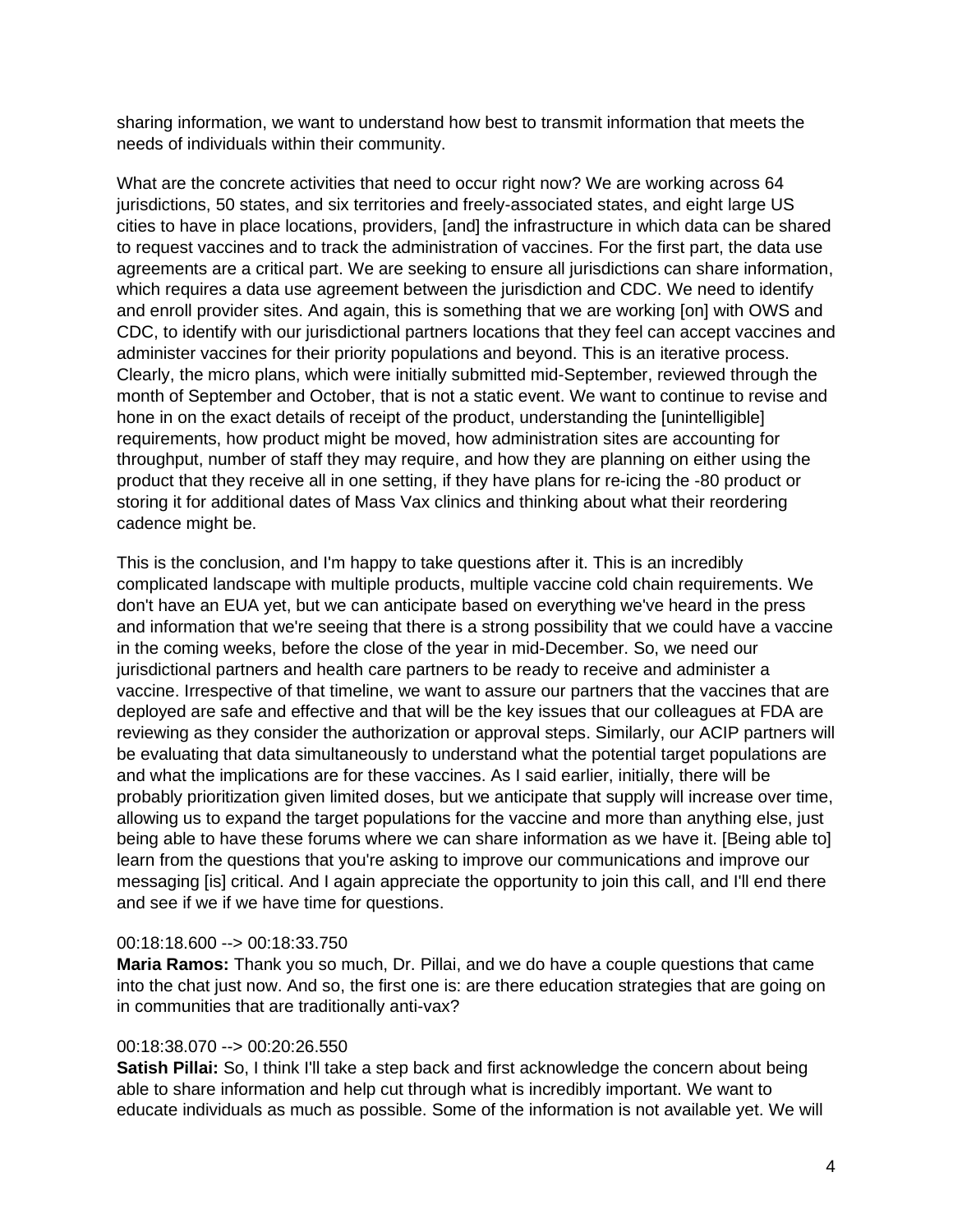sharing information, we want to understand how best to transmit information that meets the needs of individuals within their community.

What are the concrete activities that need to occur right now? We are working across 64 jurisdictions, 50 states, and six territories and freely-associated states, and eight large US cities to have in place locations, providers, [and] the infrastructure in which data can be shared to request vaccines and to track the administration of vaccines. For the first part, the data use agreements are a critical part. We are seeking to ensure all jurisdictions can share information, which requires a data use agreement between the jurisdiction and CDC. We need to identify and enroll provider sites. And again, this is something that we are working [on] with OWS and CDC, to identify with our jurisdictional partners locations that they feel can accept vaccines and administer vaccines for their priority populations and beyond. This is an iterative process. Clearly, the micro plans, which were initially submitted mid-September, reviewed through the month of September and October, that is not a static event. We want to continue to revise and hone in on the exact details of receipt of the product, understanding the [unintelligible] requirements, how product might be moved, how administration sites are accounting for throughput, number of staff they may require, and how they are planning on either using the product that they receive all in one setting, if they have plans for re-icing the -80 product or storing it for additional dates of Mass Vax clinics and thinking about what their reordering cadence might be.

This is the conclusion, and I'm happy to take questions after it. This is an incredibly complicated landscape with multiple products, multiple vaccine cold chain requirements. We don't have an EUA yet, but we can anticipate based on everything we've heard in the press and information that we're seeing that there is a strong possibility that we could have a vaccine in the coming weeks, before the close of the year in mid-December. So, we need our jurisdictional partners and health care partners to be ready to receive and administer a vaccine. Irrespective of that timeline, we want to assure our partners that the vaccines that are deployed are safe and effective and that will be the key issues that our colleagues at FDA are reviewing as they consider the authorization or approval steps. Similarly, our ACIP partners will be evaluating that data simultaneously to understand what the potential target populations are and what the implications are for these vaccines. As I said earlier, initially, there will be probably prioritization given limited doses, but we anticipate that supply will increase over time, allowing us to expand the target populations for the vaccine and more than anything else, just being able to have these forums where we can share information as we have it. [Being able to] learn from the questions that you're asking to improve our communications and improve our messaging [is] critical. And I again appreciate the opportunity to join this call, and I'll end there and see if we if we have time for questions.

00:18:18.600 --> 00:18:33.750
**Maria Ramos:** Thank you so much, Dr. Pillai, and we do have a couple questions that came into the chat just now. And so, the first one is: are there education strategies that are going on in communities that are traditionally anti-vax?

00:18:38.070 --> 00:20:26.550
**Satish Pillai:** So, I think I'll take a step back and first acknowledge the concern about being able to share information and help cut through what is incredibly important. We want to educate individuals as much as possible. Some of the information is not available yet. We will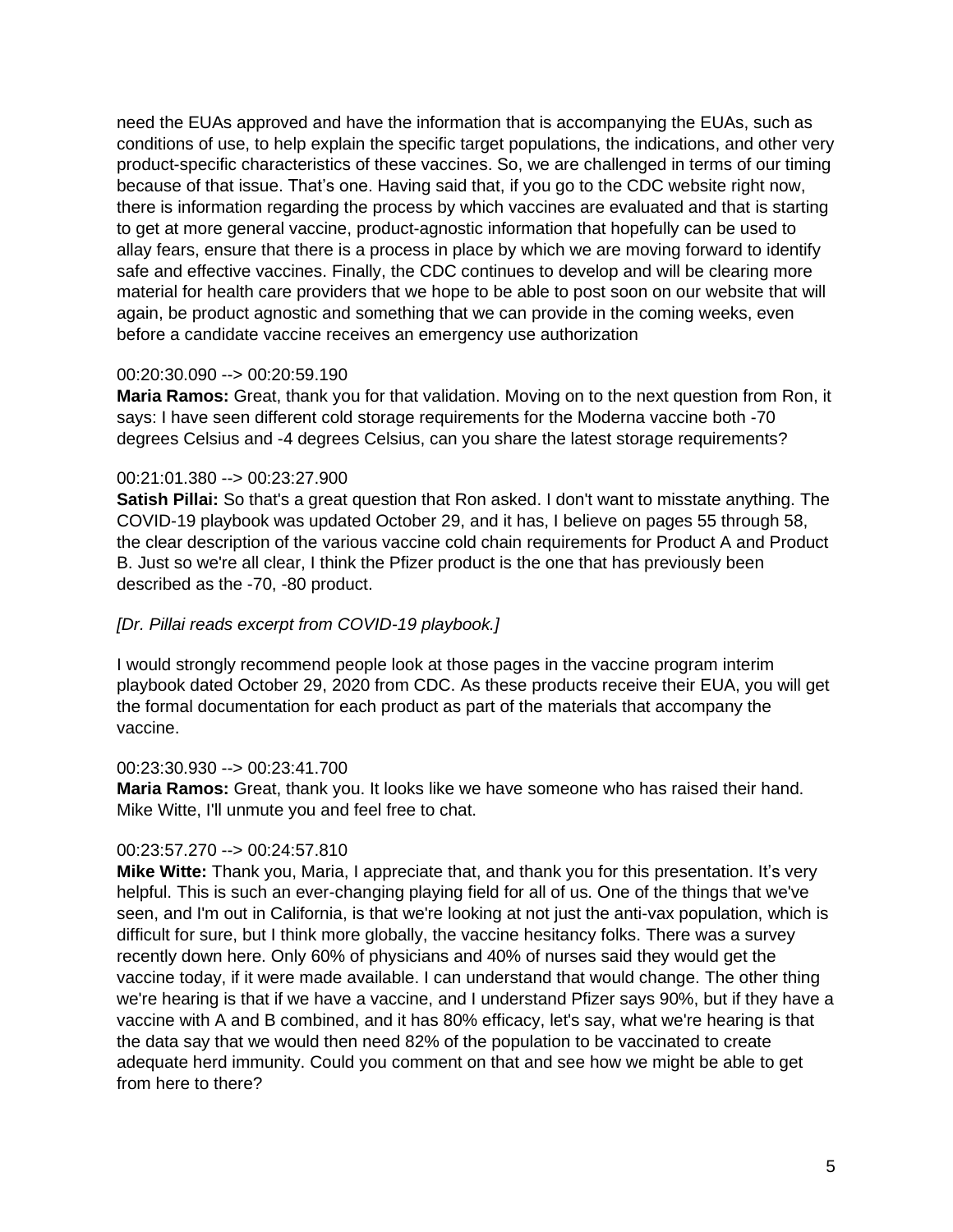need the EUAs approved and have the information that is accompanying the EUAs, such as conditions of use, to help explain the specific target populations, the indications, and other very product-specific characteristics of these vaccines. So, we are challenged in terms of our timing because of that issue. That's one. Having said that, if you go to the CDC website right now, there is information regarding the process by which vaccines are evaluated and that is starting to get at more general vaccine, product-agnostic information that hopefully can be used to allay fears, ensure that there is a process in place by which we are moving forward to identify safe and effective vaccines. Finally, the CDC continues to develop and will be clearing more material for health care providers that we hope to be able to post soon on our website that will again, be product agnostic and something that we can provide in the coming weeks, even before a candidate vaccine receives an emergency use authorization

00:20:30.090 --> 00:20:59.190

**Maria Ramos:** Great, thank you for that validation. Moving on to the next question from Ron, it says: I have seen different cold storage requirements for the Moderna vaccine both -70 degrees Celsius and -4 degrees Celsius, can you share the latest storage requirements?

00:21:01.380 --> 00:23:27.900

**Satish Pillai:** So that's a great question that Ron asked. I don't want to misstate anything. The COVID-19 playbook was updated October 29, and it has, I believe on pages 55 through 58, the clear description of the various vaccine cold chain requirements for Product A and Product B. Just so we're all clear, I think the Pfizer product is the one that has previously been described as the -70, -80 product.

*[Dr. Pillai reads excerpt from COVID-19 playbook.]*

I would strongly recommend people look at those pages in the vaccine program interim playbook dated October 29, 2020 from CDC. As these products receive their EUA, you will get the formal documentation for each product as part of the materials that accompany the vaccine.

00:23:30.930 --> 00:23:41.700

**Maria Ramos:** Great, thank you. It looks like we have someone who has raised their hand. Mike Witte, I'll unmute you and feel free to chat.

00:23:57.270 --> 00:24:57.810

**Mike Witte:** Thank you, Maria, I appreciate that, and thank you for this presentation. It's very helpful. This is such an ever-changing playing field for all of us. One of the things that we've seen, and I'm out in California, is that we're looking at not just the anti-vax population, which is difficult for sure, but I think more globally, the vaccine hesitancy folks. There was a survey recently down here. Only 60% of physicians and 40% of nurses said they would get the vaccine today, if it were made available. I can understand that would change. The other thing we're hearing is that if we have a vaccine, and I understand Pfizer says 90%, but if they have a vaccine with A and B combined, and it has 80% efficacy, let's say, what we're hearing is that the data say that we would then need 82% of the population to be vaccinated to create adequate herd immunity. Could you comment on that and see how we might be able to get from here to there?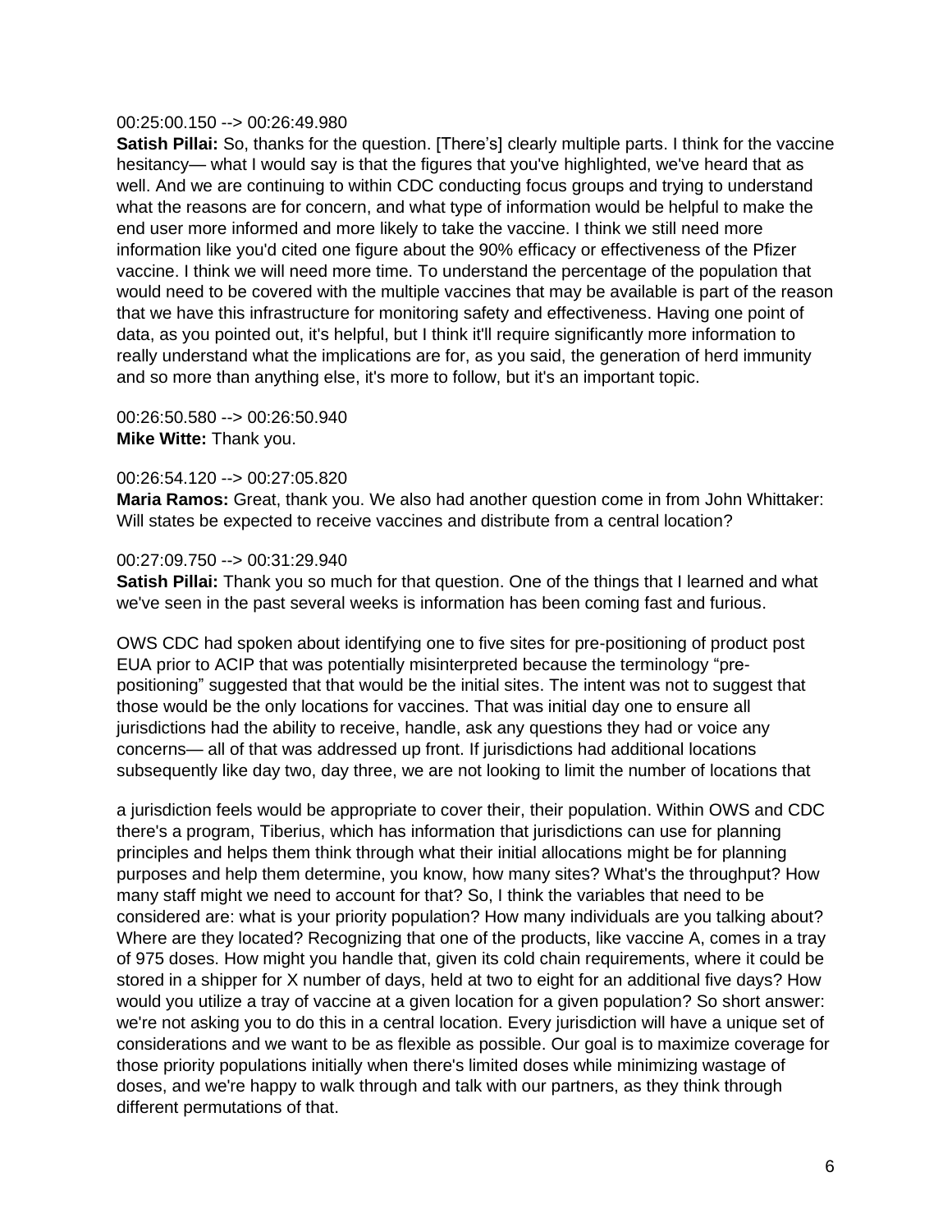00:25:00.150 --> 00:26:49.980

**Satish Pillai:** So, thanks for the question. [There's] clearly multiple parts. I think for the vaccine hesitancy— what I would say is that the figures that you've highlighted, we've heard that as well. And we are continuing to within CDC conducting focus groups and trying to understand what the reasons are for concern, and what type of information would be helpful to make the end user more informed and more likely to take the vaccine. I think we still need more information like you'd cited one figure about the 90% efficacy or effectiveness of the Pfizer vaccine. I think we will need more time. To understand the percentage of the population that would need to be covered with the multiple vaccines that may be available is part of the reason that we have this infrastructure for monitoring safety and effectiveness. Having one point of data, as you pointed out, it's helpful, but I think it'll require significantly more information to really understand what the implications are for, as you said, the generation of herd immunity and so more than anything else, it's more to follow, but it's an important topic.

00:26:50.580 --> 00:26:50.940

**Mike Witte:** Thank you.

00:26:54.120 --> 00:27:05.820

**Maria Ramos:** Great, thank you. We also had another question come in from John Whittaker: Will states be expected to receive vaccines and distribute from a central location?

00:27:09.750 --> 00:31:29.940

**Satish Pillai:** Thank you so much for that question. One of the things that I learned and what we've seen in the past several weeks is information has been coming fast and furious.

OWS CDC had spoken about identifying one to five sites for pre-positioning of product post EUA prior to ACIP that was potentially misinterpreted because the terminology "pre-positioning" suggested that that would be the initial sites. The intent was not to suggest that those would be the only locations for vaccines. That was initial day one to ensure all jurisdictions had the ability to receive, handle, ask any questions they had or voice any concerns— all of that was addressed up front. If jurisdictions had additional locations subsequently like day two, day three, we are not looking to limit the number of locations that a jurisdiction feels would be appropriate to cover their, their population. Within OWS and CDC there's a program, Tiberius, which has information that jurisdictions can use for planning principles and helps them think through what their initial allocations might be for planning purposes and help them determine, you know, how many sites? What's the throughput? How many staff might we need to account for that? So, I think the variables that need to be considered are: what is your priority population? How many individuals are you talking about? Where are they located? Recognizing that one of the products, like vaccine A, comes in a tray of 975 doses. How might you handle that, given its cold chain requirements, where it could be stored in a shipper for X number of days, held at two to eight for an additional five days? How would you utilize a tray of vaccine at a given location for a given population? So short answer: we're not asking you to do this in a central location. Every jurisdiction will have a unique set of considerations and we want to be as flexible as possible. Our goal is to maximize coverage for those priority populations initially when there's limited doses while minimizing wastage of doses, and we're happy to walk through and talk with our partners, as they think through different permutations of that.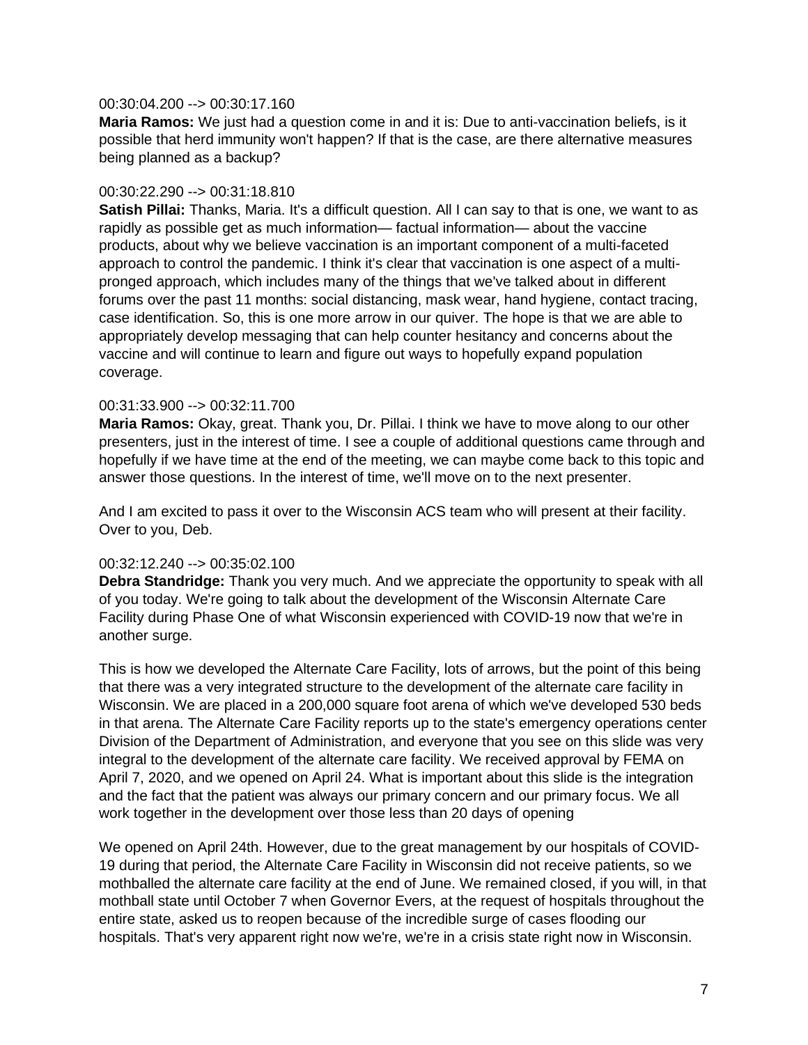00:30:04.200 --> 00:30:17.160

**Maria Ramos:** We just had a question come in and it is: Due to anti-vaccination beliefs, is it possible that herd immunity won't happen? If that is the case, are there alternative measures being planned as a backup?

00:30:22.290 --> 00:31:18.810

**Satish Pillai:** Thanks, Maria. It's a difficult question. All I can say to that is one, we want to as rapidly as possible get as much information— factual information— about the vaccine products, about why we believe vaccination is an important component of a multi-faceted approach to control the pandemic. I think it's clear that vaccination is one aspect of a multi-pronged approach, which includes many of the things that we've talked about in different forums over the past 11 months: social distancing, mask wear, hand hygiene, contact tracing, case identification. So, this is one more arrow in our quiver. The hope is that we are able to appropriately develop messaging that can help counter hesitancy and concerns about the vaccine and will continue to learn and figure out ways to hopefully expand population coverage.

00:31:33.900 --> 00:32:11.700

**Maria Ramos:** Okay, great. Thank you, Dr. Pillai. I think we have to move along to our other presenters, just in the interest of time. I see a couple of additional questions came through and hopefully if we have time at the end of the meeting, we can maybe come back to this topic and answer those questions. In the interest of time, we'll move on to the next presenter.

And I am excited to pass it over to the Wisconsin ACS team who will present at their facility. Over to you, Deb.

00:32:12.240 --> 00:35:02.100

**Debra Standridge:** Thank you very much. And we appreciate the opportunity to speak with all of you today. We're going to talk about the development of the Wisconsin Alternate Care Facility during Phase One of what Wisconsin experienced with COVID-19 now that we're in another surge.

This is how we developed the Alternate Care Facility, lots of arrows, but the point of this being that there was a very integrated structure to the development of the alternate care facility in Wisconsin. We are placed in a 200,000 square foot arena of which we've developed 530 beds in that arena. The Alternate Care Facility reports up to the state's emergency operations center Division of the Department of Administration, and everyone that you see on this slide was very integral to the development of the alternate care facility. We received approval by FEMA on April 7, 2020, and we opened on April 24. What is important about this slide is the integration and the fact that the patient was always our primary concern and our primary focus. We all work together in the development over those less than 20 days of opening

We opened on April 24th. However, due to the great management by our hospitals of COVID-19 during that period, the Alternate Care Facility in Wisconsin did not receive patients, so we mothballed the alternate care facility at the end of June. We remained closed, if you will, in that mothball state until October 7 when Governor Evers, at the request of hospitals throughout the entire state, asked us to reopen because of the incredible surge of cases flooding our hospitals. That's very apparent right now we're, we're in a crisis state right now in Wisconsin.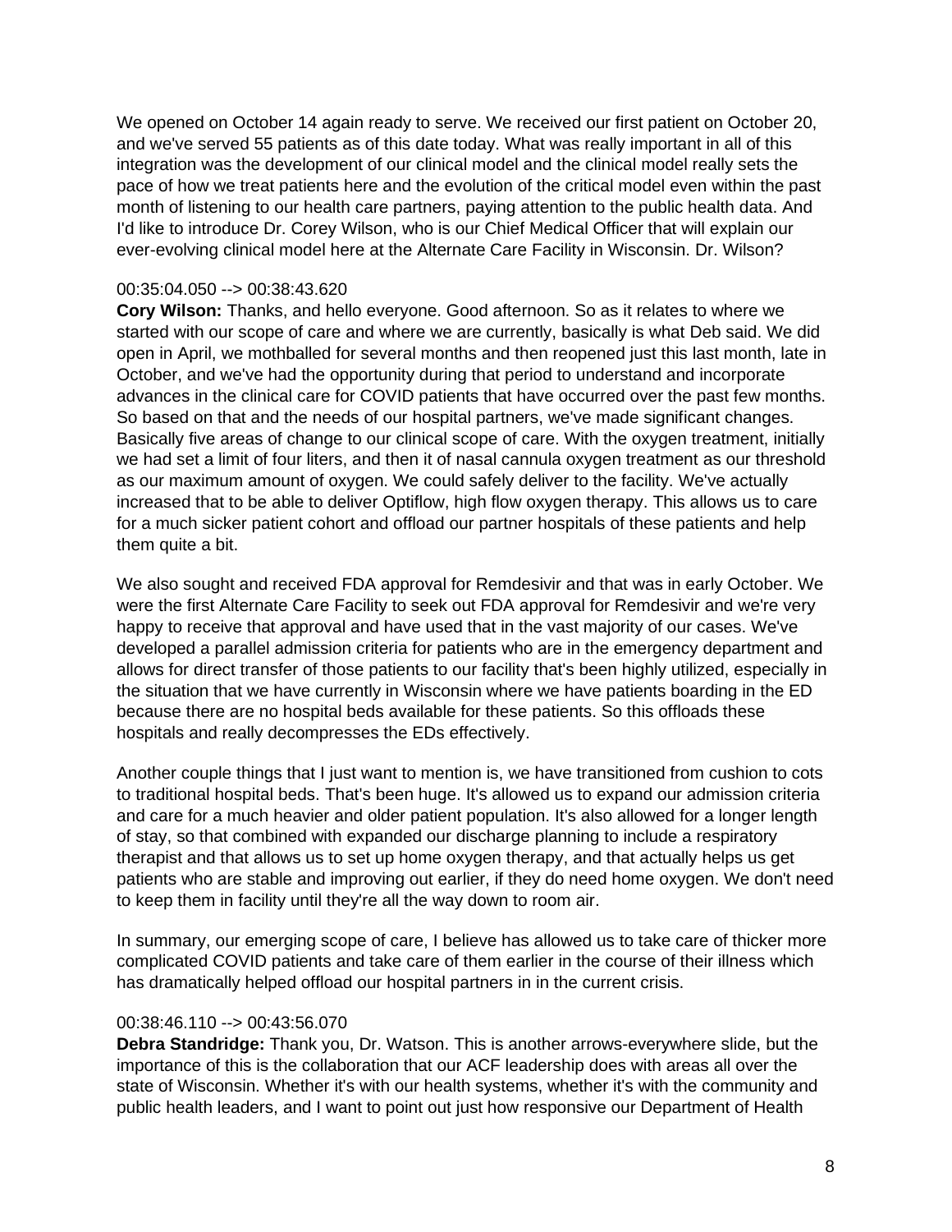We opened on October 14 again ready to serve. We received our first patient on October 20, and we've served 55 patients as of this date today. What was really important in all of this integration was the development of our clinical model and the clinical model really sets the pace of how we treat patients here and the evolution of the critical model even within the past month of listening to our health care partners, paying attention to the public health data. And I'd like to introduce Dr. Corey Wilson, who is our Chief Medical Officer that will explain our ever-evolving clinical model here at the Alternate Care Facility in Wisconsin. Dr. Wilson?

00:35:04.050 --> 00:38:43.620

**Cory Wilson:** Thanks, and hello everyone. Good afternoon. So as it relates to where we started with our scope of care and where we are currently, basically is what Deb said. We did open in April, we mothballed for several months and then reopened just this last month, late in October, and we've had the opportunity during that period to understand and incorporate advances in the clinical care for COVID patients that have occurred over the past few months. So based on that and the needs of our hospital partners, we've made significant changes. Basically five areas of change to our clinical scope of care. With the oxygen treatment, initially we had set a limit of four liters, and then it of nasal cannula oxygen treatment as our threshold as our maximum amount of oxygen. We could safely deliver to the facility. We've actually increased that to be able to deliver Optiflow, high flow oxygen therapy. This allows us to care for a much sicker patient cohort and offload our partner hospitals of these patients and help them quite a bit.

We also sought and received FDA approval for Remdesivir and that was in early October. We were the first Alternate Care Facility to seek out FDA approval for Remdesivir and we're very happy to receive that approval and have used that in the vast majority of our cases. We've developed a parallel admission criteria for patients who are in the emergency department and allows for direct transfer of those patients to our facility that's been highly utilized, especially in the situation that we have currently in Wisconsin where we have patients boarding in the ED because there are no hospital beds available for these patients. So this offloads these hospitals and really decompresses the EDs effectively.

Another couple things that I just want to mention is, we have transitioned from cushion to cots to traditional hospital beds. That's been huge. It's allowed us to expand our admission criteria and care for a much heavier and older patient population. It's also allowed for a longer length of stay, so that combined with expanded our discharge planning to include a respiratory therapist and that allows us to set up home oxygen therapy, and that actually helps us get patients who are stable and improving out earlier, if they do need home oxygen. We don't need to keep them in facility until they're all the way down to room air.

In summary, our emerging scope of care, I believe has allowed us to take care of thicker more complicated COVID patients and take care of them earlier in the course of their illness which has dramatically helped offload our hospital partners in in the current crisis.

00:38:46.110 --> 00:43:56.070

**Debra Standridge:** Thank you, Dr. Watson. This is another arrows-everywhere slide, but the importance of this is the collaboration that our ACF leadership does with areas all over the state of Wisconsin. Whether it's with our health systems, whether it's with the community and public health leaders, and I want to point out just how responsive our Department of Health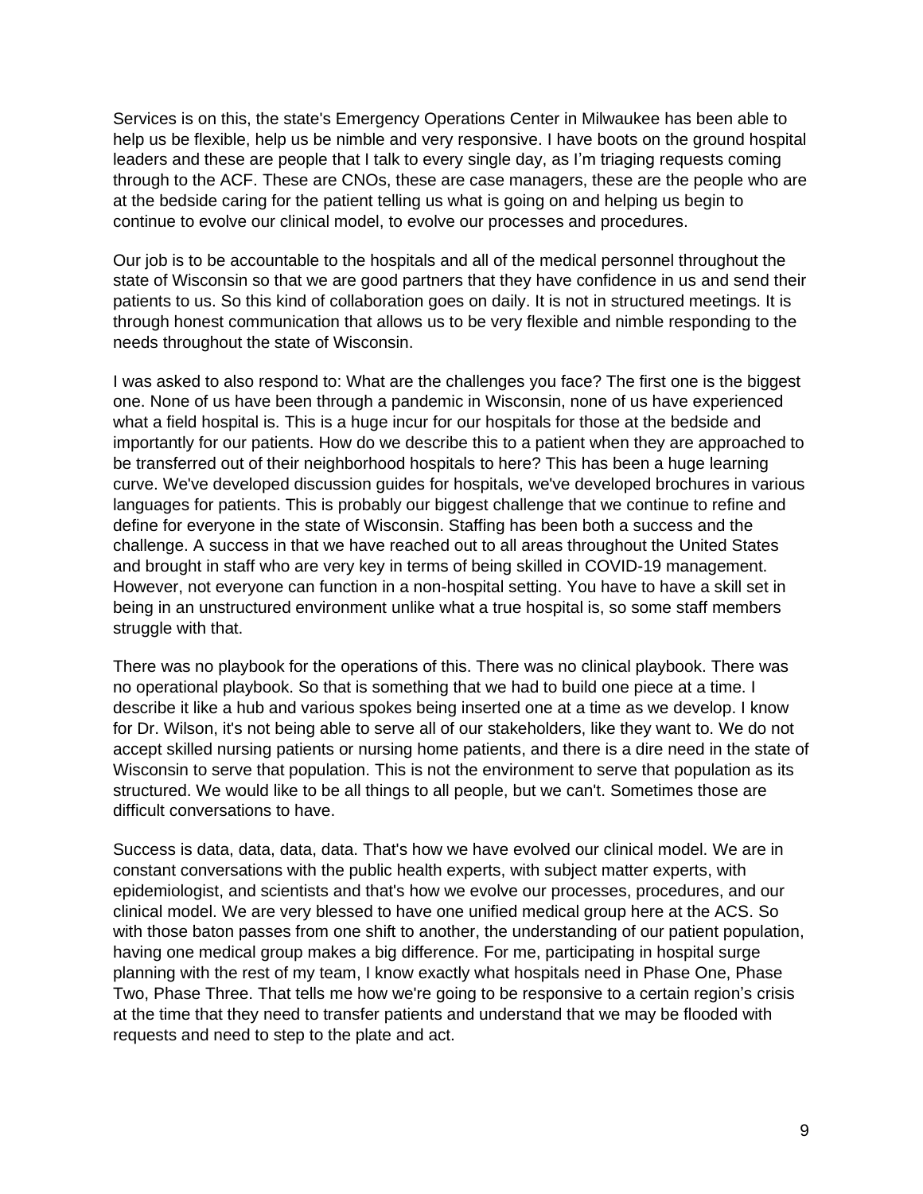Services is on this, the state's Emergency Operations Center in Milwaukee has been able to help us be flexible, help us be nimble and very responsive. I have boots on the ground hospital leaders and these are people that I talk to every single day, as I'm triaging requests coming through to the ACF. These are CNOs, these are case managers, these are the people who are at the bedside caring for the patient telling us what is going on and helping us begin to continue to evolve our clinical model, to evolve our processes and procedures.

Our job is to be accountable to the hospitals and all of the medical personnel throughout the state of Wisconsin so that we are good partners that they have confidence in us and send their patients to us. So this kind of collaboration goes on daily. It is not in structured meetings. It is through honest communication that allows us to be very flexible and nimble responding to the needs throughout the state of Wisconsin.

I was asked to also respond to: What are the challenges you face? The first one is the biggest one. None of us have been through a pandemic in Wisconsin, none of us have experienced what a field hospital is. This is a huge incur for our hospitals for those at the bedside and importantly for our patients. How do we describe this to a patient when they are approached to be transferred out of their neighborhood hospitals to here? This has been a huge learning curve. We've developed discussion guides for hospitals, we've developed brochures in various languages for patients. This is probably our biggest challenge that we continue to refine and define for everyone in the state of Wisconsin. Staffing has been both a success and the challenge. A success in that we have reached out to all areas throughout the United States and brought in staff who are very key in terms of being skilled in COVID-19 management. However, not everyone can function in a non-hospital setting. You have to have a skill set in being in an unstructured environment unlike what a true hospital is, so some staff members struggle with that.

There was no playbook for the operations of this. There was no clinical playbook. There was no operational playbook. So that is something that we had to build one piece at a time. I describe it like a hub and various spokes being inserted one at a time as we develop. I know for Dr. Wilson, it's not being able to serve all of our stakeholders, like they want to. We do not accept skilled nursing patients or nursing home patients, and there is a dire need in the state of Wisconsin to serve that population. This is not the environment to serve that population as its structured. We would like to be all things to all people, but we can't. Sometimes those are difficult conversations to have.

Success is data, data, data, data. That's how we have evolved our clinical model. We are in constant conversations with the public health experts, with subject matter experts, with epidemiologist, and scientists and that's how we evolve our processes, procedures, and our clinical model. We are very blessed to have one unified medical group here at the ACS. So with those baton passes from one shift to another, the understanding of our patient population, having one medical group makes a big difference. For me, participating in hospital surge planning with the rest of my team, I know exactly what hospitals need in Phase One, Phase Two, Phase Three. That tells me how we're going to be responsive to a certain region's crisis at the time that they need to transfer patients and understand that we may be flooded with requests and need to step to the plate and act.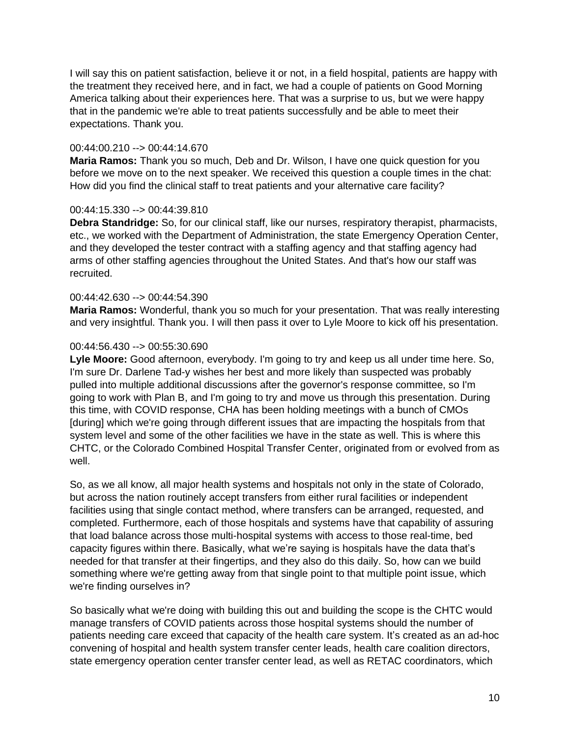I will say this on patient satisfaction, believe it or not, in a field hospital, patients are happy with the treatment they received here, and in fact, we had a couple of patients on Good Morning America talking about their experiences here. That was a surprise to us, but we were happy that in the pandemic we're able to treat patients successfully and be able to meet their expectations. Thank you.

00:44:00.210 --> 00:44:14.670
**Maria Ramos:** Thank you so much, Deb and Dr. Wilson, I have one quick question for you before we move on to the next speaker. We received this question a couple times in the chat: How did you find the clinical staff to treat patients and your alternative care facility?

00:44:15.330 --> 00:44:39.810
**Debra Standridge:** So, for our clinical staff, like our nurses, respiratory therapist, pharmacists, etc., we worked with the Department of Administration, the state Emergency Operation Center, and they developed the tester contract with a staffing agency and that staffing agency had arms of other staffing agencies throughout the United States. And that's how our staff was recruited.

00:44:42.630 --> 00:44:54.390
**Maria Ramos:** Wonderful, thank you so much for your presentation. That was really interesting and very insightful. Thank you. I will then pass it over to Lyle Moore to kick off his presentation.

00:44:56.430 --> 00:55:30.690
**Lyle Moore:** Good afternoon, everybody. I'm going to try and keep us all under time here. So, I'm sure Dr. Darlene Tad-y wishes her best and more likely than suspected was probably pulled into multiple additional discussions after the governor's response committee, so I'm going to work with Plan B, and I'm going to try and move us through this presentation. During this time, with COVID response, CHA has been holding meetings with a bunch of CMOs [during] which we're going through different issues that are impacting the hospitals from that system level and some of the other facilities we have in the state as well. This is where this CHTC, or the Colorado Combined Hospital Transfer Center, originated from or evolved from as well.

So, as we all know, all major health systems and hospitals not only in the state of Colorado, but across the nation routinely accept transfers from either rural facilities or independent facilities using that single contact method, where transfers can be arranged, requested, and completed. Furthermore, each of those hospitals and systems have that capability of assuring that load balance across those multi-hospital systems with access to those real-time, bed capacity figures within there. Basically, what we're saying is hospitals have the data that's needed for that transfer at their fingertips, and they also do this daily. So, how can we build something where we're getting away from that single point to that multiple point issue, which we're finding ourselves in?

So basically what we're doing with building this out and building the scope is the CHTC would manage transfers of COVID patients across those hospital systems should the number of patients needing care exceed that capacity of the health care system. It's created as an ad-hoc convening of hospital and health system transfer center leads, health care coalition directors, state emergency operation center transfer center lead, as well as RETAC coordinators, which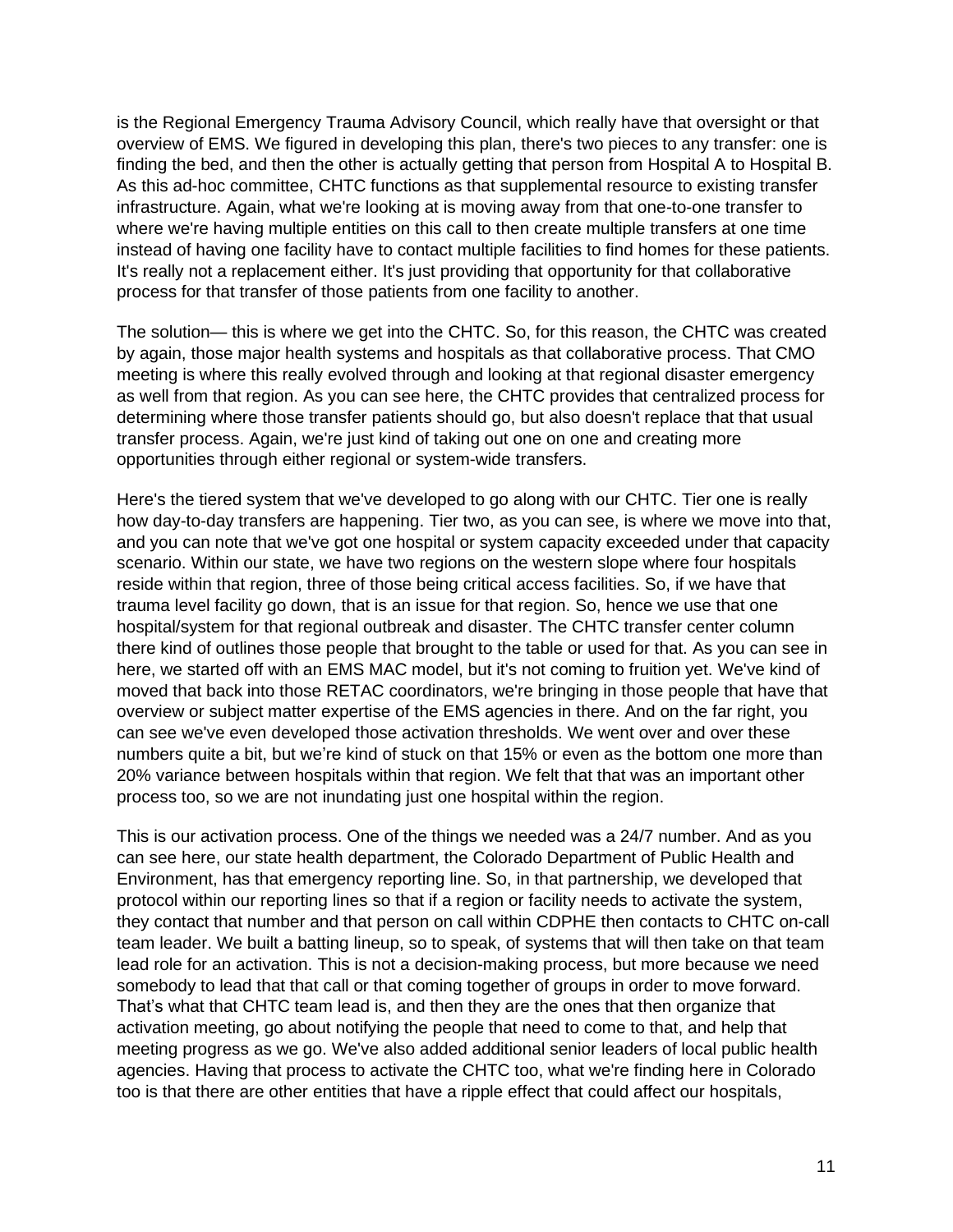is the Regional Emergency Trauma Advisory Council, which really have that oversight or that overview of EMS. We figured in developing this plan, there's two pieces to any transfer: one is finding the bed, and then the other is actually getting that person from Hospital A to Hospital B. As this ad-hoc committee, CHTC functions as that supplemental resource to existing transfer infrastructure. Again, what we're looking at is moving away from that one-to-one transfer to where we're having multiple entities on this call to then create multiple transfers at one time instead of having one facility have to contact multiple facilities to find homes for these patients. It's really not a replacement either. It's just providing that opportunity for that collaborative process for that transfer of those patients from one facility to another.

The solution— this is where we get into the CHTC. So, for this reason, the CHTC was created by again, those major health systems and hospitals as that collaborative process. That CMO meeting is where this really evolved through and looking at that regional disaster emergency as well from that region. As you can see here, the CHTC provides that centralized process for determining where those transfer patients should go, but also doesn't replace that that usual transfer process. Again, we're just kind of taking out one on one and creating more opportunities through either regional or system-wide transfers.

Here's the tiered system that we've developed to go along with our CHTC. Tier one is really how day-to-day transfers are happening. Tier two, as you can see, is where we move into that, and you can note that we've got one hospital or system capacity exceeded under that capacity scenario. Within our state, we have two regions on the western slope where four hospitals reside within that region, three of those being critical access facilities. So, if we have that trauma level facility go down, that is an issue for that region. So, hence we use that one hospital/system for that regional outbreak and disaster. The CHTC transfer center column there kind of outlines those people that brought to the table or used for that. As you can see in here, we started off with an EMS MAC model, but it's not coming to fruition yet. We've kind of moved that back into those RETAC coordinators, we're bringing in those people that have that overview or subject matter expertise of the EMS agencies in there. And on the far right, you can see we've even developed those activation thresholds. We went over and over these numbers quite a bit, but we're kind of stuck on that 15% or even as the bottom one more than 20% variance between hospitals within that region. We felt that that was an important other process too, so we are not inundating just one hospital within the region.

This is our activation process. One of the things we needed was a 24/7 number. And as you can see here, our state health department, the Colorado Department of Public Health and Environment, has that emergency reporting line. So, in that partnership, we developed that protocol within our reporting lines so that if a region or facility needs to activate the system, they contact that number and that person on call within CDPHE then contacts to CHTC on-call team leader. We built a batting lineup, so to speak, of systems that will then take on that team lead role for an activation. This is not a decision-making process, but more because we need somebody to lead that that call or that coming together of groups in order to move forward. That's what that CHTC team lead is, and then they are the ones that then organize that activation meeting, go about notifying the people that need to come to that, and help that meeting progress as we go. We've also added additional senior leaders of local public health agencies. Having that process to activate the CHTC too, what we're finding here in Colorado too is that there are other entities that have a ripple effect that could affect our hospitals,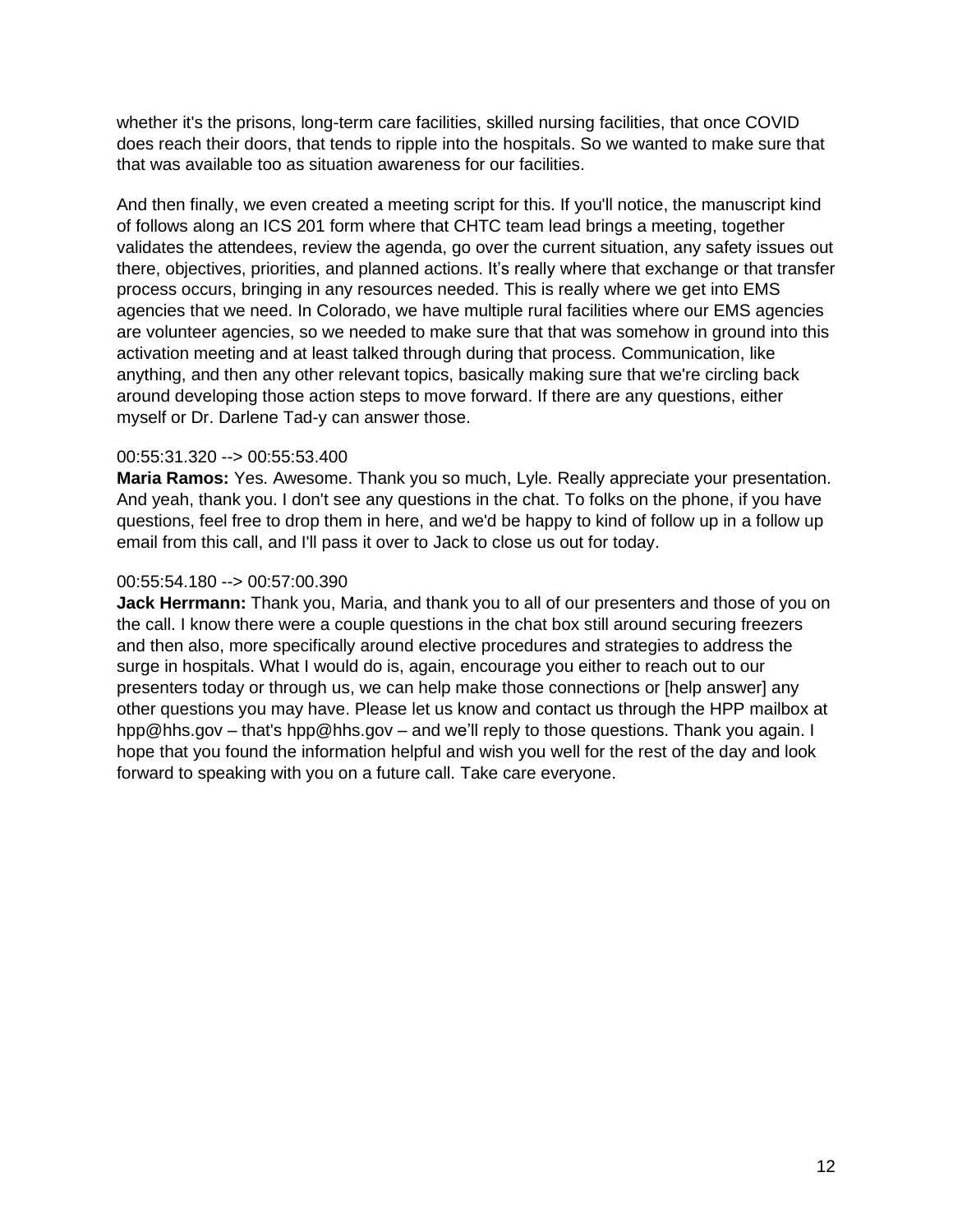whether it's the prisons, long-term care facilities, skilled nursing facilities, that once COVID does reach their doors, that tends to ripple into the hospitals. So we wanted to make sure that that was available too as situation awareness for our facilities.

And then finally, we even created a meeting script for this. If you'll notice, the manuscript kind of follows along an ICS 201 form where that CHTC team lead brings a meeting, together validates the attendees, review the agenda, go over the current situation, any safety issues out there, objectives, priorities, and planned actions. It's really where that exchange or that transfer process occurs, bringing in any resources needed. This is really where we get into EMS agencies that we need. In Colorado, we have multiple rural facilities where our EMS agencies are volunteer agencies, so we needed to make sure that that was somehow in ground into this activation meeting and at least talked through during that process. Communication, like anything, and then any other relevant topics, basically making sure that we're circling back around developing those action steps to move forward. If there are any questions, either myself or Dr. Darlene Tad-y can answer those.

00:55:31.320 --> 00:55:53.400

**Maria Ramos:** Yes. Awesome. Thank you so much, Lyle. Really appreciate your presentation. And yeah, thank you. I don't see any questions in the chat. To folks on the phone, if you have questions, feel free to drop them in here, and we'd be happy to kind of follow up in a follow up email from this call, and I'll pass it over to Jack to close us out for today.

00:55:54.180 --> 00:57:00.390

**Jack Herrmann:** Thank you, Maria, and thank you to all of our presenters and those of you on the call. I know there were a couple questions in the chat box still around securing freezers and then also, more specifically around elective procedures and strategies to address the surge in hospitals. What I would do is, again, encourage you either to reach out to our presenters today or through us, we can help make those connections or [help answer] any other questions you may have. Please let us know and contact us through the HPP mailbox at hpp@hhs.gov – that's hpp@hhs.gov – and we'll reply to those questions. Thank you again. I hope that you found the information helpful and wish you well for the rest of the day and look forward to speaking with you on a future call. Take care everyone.